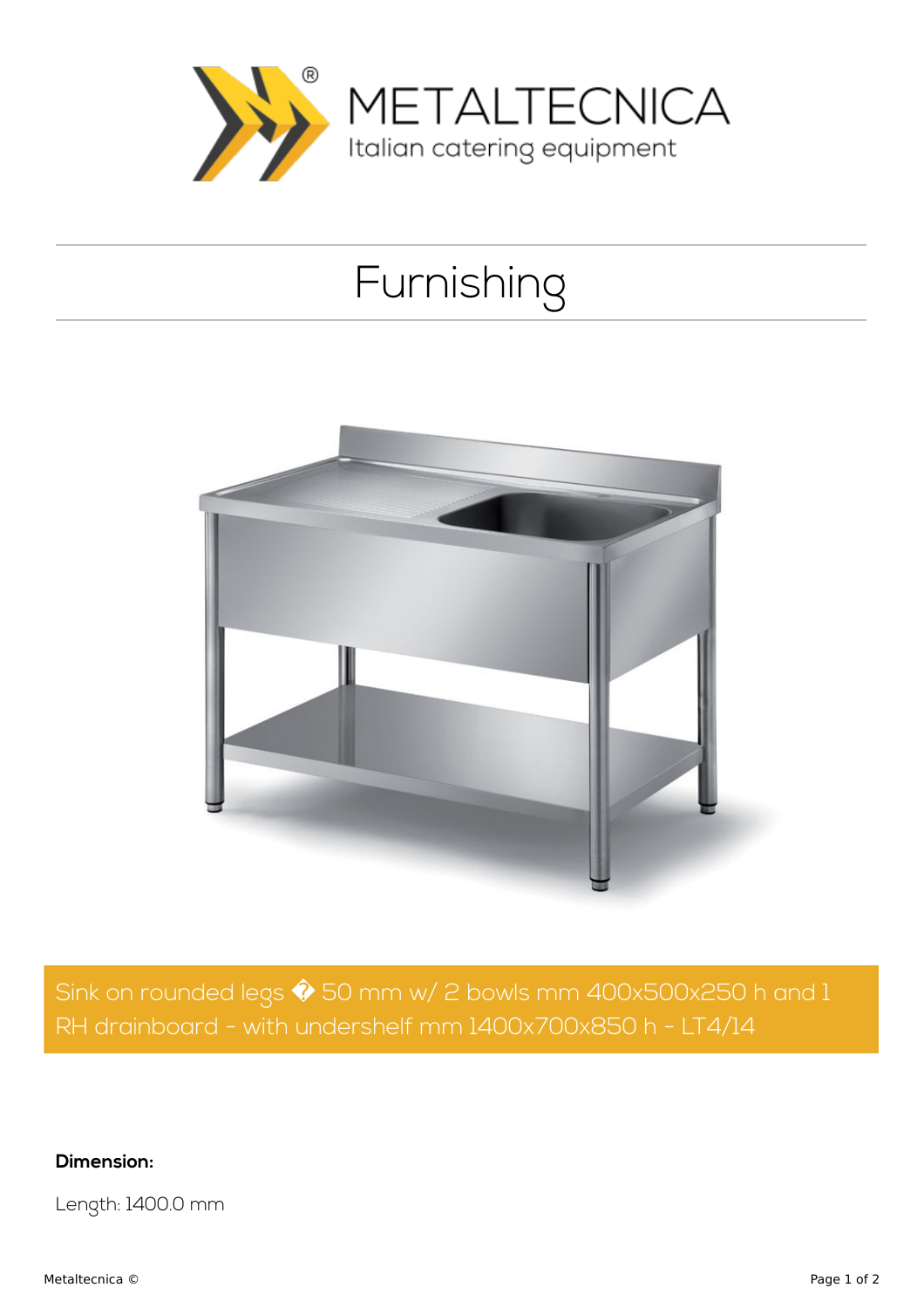METALTECNICA

Italian catering equipment

# Furnishing

Sink on rounded legs � 50 mm w/ 2 bowls mm 400x500x250 h and 1 RH drainboard - with undershelf mm 1400x700x850 h - LT4/14

**Dimension:**

Length: 1400.0 mm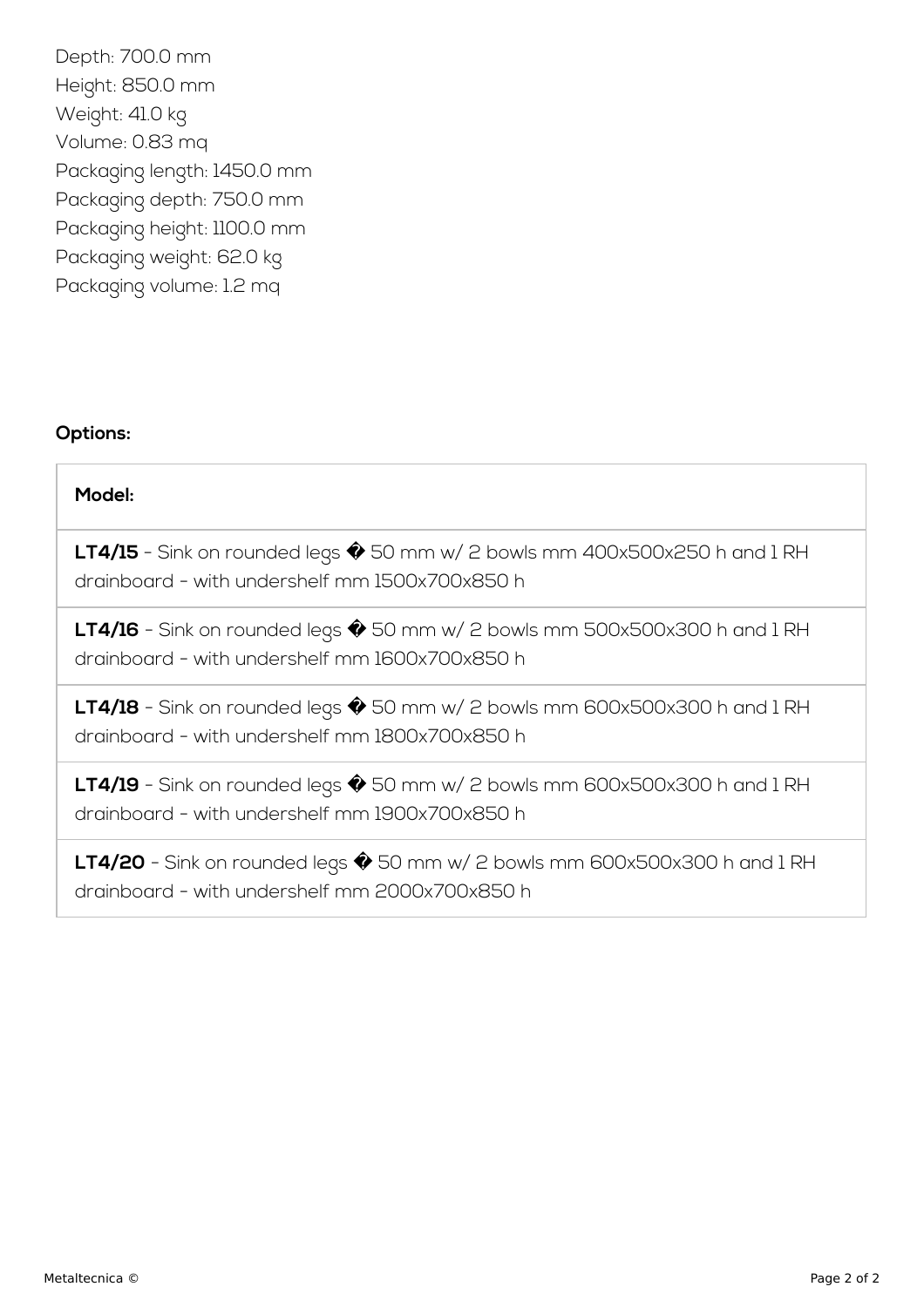Depth: 700.0 mm
Height: 850.0 mm
Weight: 41.0 kg
Volume: 0.83 mq
Packaging length: 1450.0 mm
Packaging depth: 750.0 mm
Packaging height: 1100.0 mm
Packaging weight: 62.0 kg
Packaging volume: 1.2 mq

**Options:**

| **Model:** |
| --- |
| **LT4/15** - Sink on rounded legs � 50 mm w/ 2 bowls mm 400x500x250 h and 1 RH drainboard - with undershelf mm 1500x700x850 h |
| **LT4/16** - Sink on rounded legs � 50 mm w/ 2 bowls mm 500x500x300 h and 1 RH drainboard - with undershelf mm 1600x700x850 h |
| **LT4/18** - Sink on rounded legs � 50 mm w/ 2 bowls mm 600x500x300 h and 1 RH drainboard - with undershelf mm 1800x700x850 h |
| **LT4/19** - Sink on rounded legs � 50 mm w/ 2 bowls mm 600x500x300 h and 1 RH drainboard - with undershelf mm 1900x700x850 h |
| **LT4/20** - Sink on rounded legs � 50 mm w/ 2 bowls mm 600x500x300 h and 1 RH drainboard - with undershelf mm 2000x700x850 h |